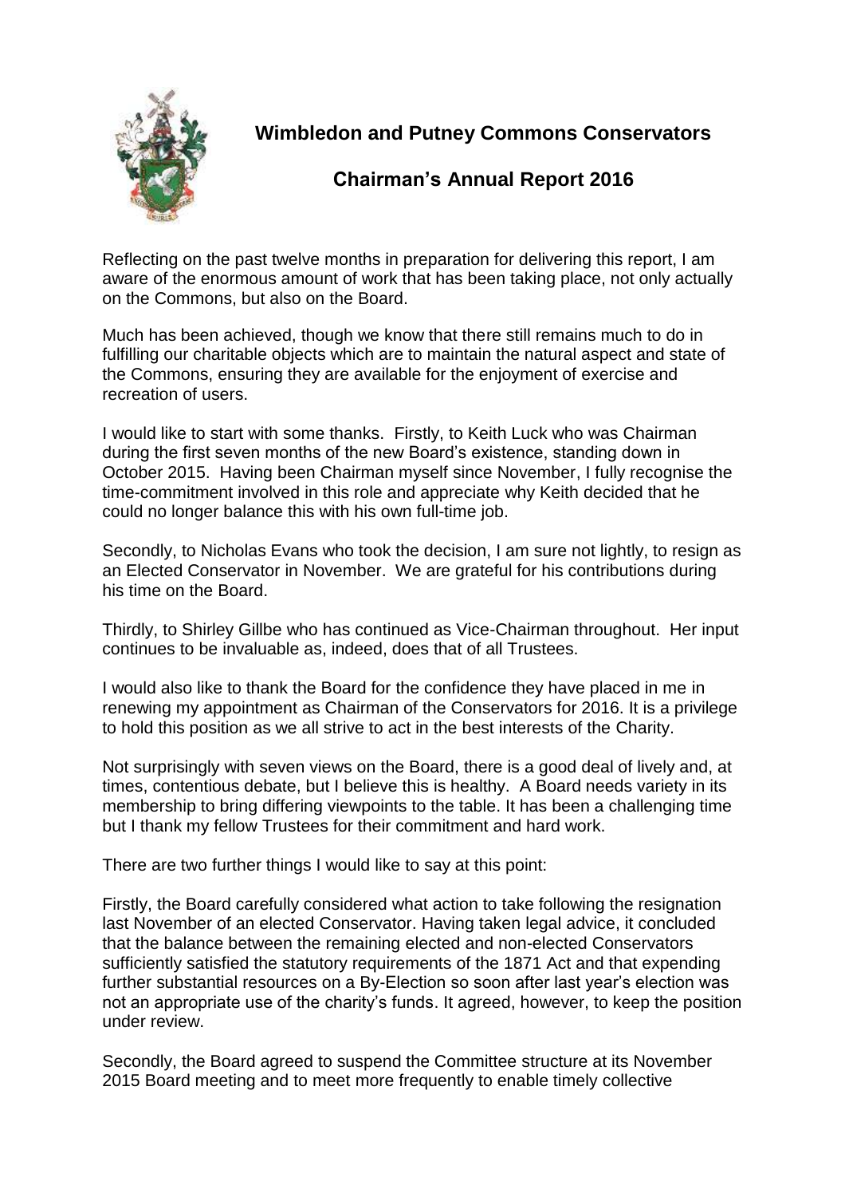# Wimbledon and Putney Commons Conservators

## Chairman's Annual Report 2016

Reflecting on the past twelve months in preparation for delivering this report, I am aware of the enormous amount of work that has been taking place, not only actually on the Commons, but also on the Board.

Much has been achieved, though we know that there still remains much to do in fulfilling our charitable objects which are to maintain the natural aspect and state of the Commons, ensuring they are available for the enjoyment of exercise and recreation of users.

I would like to start with some thanks. Firstly, to Keith Luck who was Chairman during the first seven months of the new Board's existence, standing down in October 2015. Having been Chairman myself since November, I fully recognise the time-commitment involved in this role and appreciate why Keith decided that he could no longer balance this with his own full-time job.

Secondly, to Nicholas Evans who took the decision, I am sure not lightly, to resign as an Elected Conservator in November. We are grateful for his contributions during his time on the Board.

Thirdly, to Shirley Gillbe who has continued as Vice-Chairman throughout. Her input continues to be invaluable as, indeed, does that of all Trustees.

I would also like to thank the Board for the confidence they have placed in me in renewing my appointment as Chairman of the Conservators for 2016. It is a privilege to hold this position as we all strive to act in the best interests of the Charity.

Not surprisingly with seven views on the Board, there is a good deal of lively and, at times, contentious debate, but I believe this is healthy. A Board needs variety in its membership to bring differing viewpoints to the table. It has been a challenging time but I thank my fellow Trustees for their commitment and hard work.

There are two further things I would like to say at this point:

Firstly, the Board carefully considered what action to take following the resignation last November of an elected Conservator. Having taken legal advice, it concluded that the balance between the remaining elected and non-elected Conservators sufficiently satisfied the statutory requirements of the 1871 Act and that expending further substantial resources on a By-Election so soon after last year's election was not an appropriate use of the charity's funds. It agreed, however, to keep the position under review.

Secondly, the Board agreed to suspend the Committee structure at its November 2015 Board meeting and to meet more frequently to enable timely collective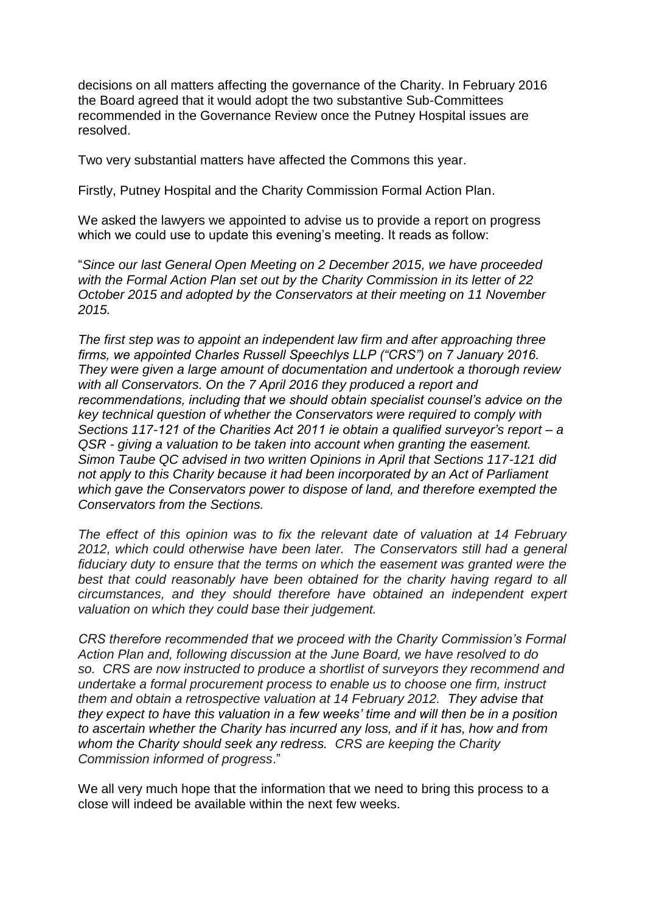decisions on all matters affecting the governance of the Charity. In February 2016 the Board agreed that it would adopt the two substantive Sub-Committees recommended in the Governance Review once the Putney Hospital issues are resolved.

Two very substantial matters have affected the Commons this year.

Firstly, Putney Hospital and the Charity Commission Formal Action Plan.

We asked the lawyers we appointed to advise us to provide a report on progress which we could use to update this evening's meeting. It reads as follow:

"*Since our last General Open Meeting on 2 December 2015, we have proceeded with the Formal Action Plan set out by the Charity Commission in its letter of 22 October 2015 and adopted by the Conservators at their meeting on 11 November 2015.*

*The first step was to appoint an independent law firm and after approaching three firms, we appointed Charles Russell Speechlys LLP ("CRS") on 7 January 2016. They were given a large amount of documentation and undertook a thorough review with all Conservators. On the 7 April 2016 they produced a report and recommendations, including that we should obtain specialist counsel's advice on the key technical question of whether the Conservators were required to comply with Sections 117-121 of the Charities Act 2011 ie obtain a qualified surveyor's report – a QSR - giving a valuation to be taken into account when granting the easement. Simon Taube QC advised in two written Opinions in April that Sections 117-121 did not apply to this Charity because it had been incorporated by an Act of Parliament which gave the Conservators power to dispose of land, and therefore exempted the Conservators from the Sections.*

*The effect of this opinion was to fix the relevant date of valuation at 14 February 2012, which could otherwise have been later. The Conservators still had a general fiduciary duty to ensure that the terms on which the easement was granted were the best that could reasonably have been obtained for the charity having regard to all circumstances, and they should therefore have obtained an independent expert valuation on which they could base their judgement.*

*CRS therefore recommended that we proceed with the Charity Commission's Formal Action Plan and, following discussion at the June Board, we have resolved to do so. CRS are now instructed to produce a shortlist of surveyors they recommend and undertake a formal procurement process to enable us to choose one firm, instruct them and obtain a retrospective valuation at 14 February 2012. They advise that they expect to have this valuation in a few weeks' time and will then be in a position to ascertain whether the Charity has incurred any loss, and if it has, how and from whom the Charity should seek any redress. CRS are keeping the Charity Commission informed of progress*."

We all very much hope that the information that we need to bring this process to a close will indeed be available within the next few weeks.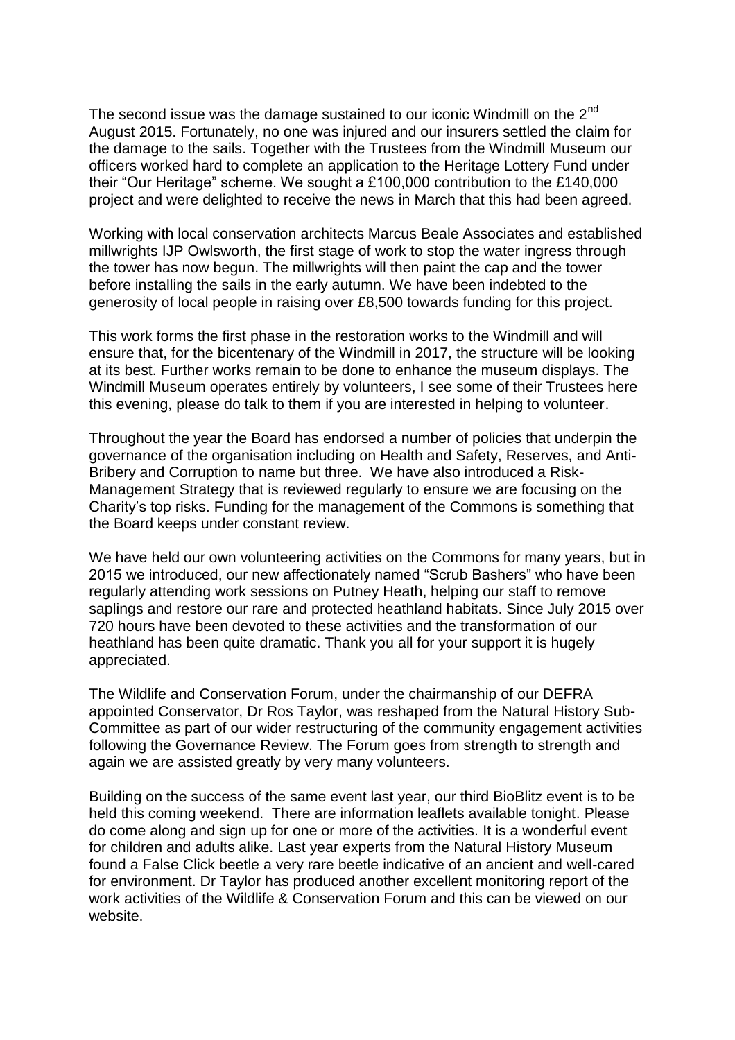The second issue was the damage sustained to our iconic Windmill on the 2nd August 2015. Fortunately, no one was injured and our insurers settled the claim for the damage to the sails. Together with the Trustees from the Windmill Museum our officers worked hard to complete an application to the Heritage Lottery Fund under their "Our Heritage" scheme. We sought a £100,000 contribution to the £140,000 project and were delighted to receive the news in March that this had been agreed.

Working with local conservation architects Marcus Beale Associates and established millwrights IJP Owlsworth, the first stage of work to stop the water ingress through the tower has now begun. The millwrights will then paint the cap and the tower before installing the sails in the early autumn. We have been indebted to the generosity of local people in raising over £8,500 towards funding for this project.

This work forms the first phase in the restoration works to the Windmill and will ensure that, for the bicentenary of the Windmill in 2017, the structure will be looking at its best. Further works remain to be done to enhance the museum displays. The Windmill Museum operates entirely by volunteers, I see some of their Trustees here this evening, please do talk to them if you are interested in helping to volunteer.

Throughout the year the Board has endorsed a number of policies that underpin the governance of the organisation including on Health and Safety, Reserves, and Anti-Bribery and Corruption to name but three. We have also introduced a Risk-Management Strategy that is reviewed regularly to ensure we are focusing on the Charity's top risks. Funding for the management of the Commons is something that the Board keeps under constant review.

We have held our own volunteering activities on the Commons for many years, but in 2015 we introduced, our new affectionately named "Scrub Bashers" who have been regularly attending work sessions on Putney Heath, helping our staff to remove saplings and restore our rare and protected heathland habitats. Since July 2015 over 720 hours have been devoted to these activities and the transformation of our heathland has been quite dramatic. Thank you all for your support it is hugely appreciated.

The Wildlife and Conservation Forum, under the chairmanship of our DEFRA appointed Conservator, Dr Ros Taylor, was reshaped from the Natural History Sub-Committee as part of our wider restructuring of the community engagement activities following the Governance Review. The Forum goes from strength to strength and again we are assisted greatly by very many volunteers.

Building on the success of the same event last year, our third BioBlitz event is to be held this coming weekend. There are information leaflets available tonight. Please do come along and sign up for one or more of the activities. It is a wonderful event for children and adults alike. Last year experts from the Natural History Museum found a False Click beetle a very rare beetle indicative of an ancient and well-cared for environment. Dr Taylor has produced another excellent monitoring report of the work activities of the Wildlife & Conservation Forum and this can be viewed on our website.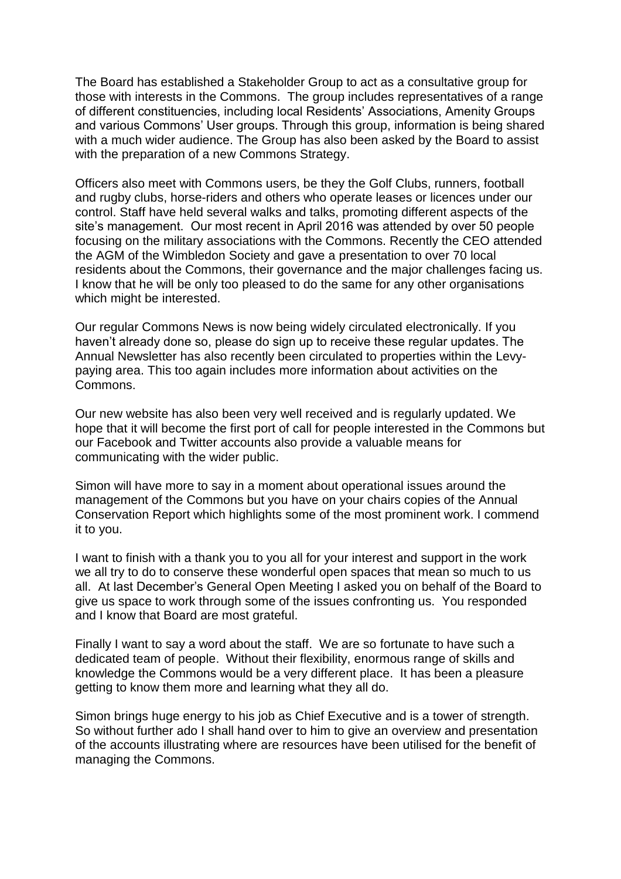The Board has established a Stakeholder Group to act as a consultative group for those with interests in the Commons. The group includes representatives of a range of different constituencies, including local Residents' Associations, Amenity Groups and various Commons' User groups. Through this group, information is being shared with a much wider audience. The Group has also been asked by the Board to assist with the preparation of a new Commons Strategy.

Officers also meet with Commons users, be they the Golf Clubs, runners, football and rugby clubs, horse-riders and others who operate leases or licences under our control. Staff have held several walks and talks, promoting different aspects of the site's management. Our most recent in April 2016 was attended by over 50 people focusing on the military associations with the Commons. Recently the CEO attended the AGM of the Wimbledon Society and gave a presentation to over 70 local residents about the Commons, their governance and the major challenges facing us. I know that he will be only too pleased to do the same for any other organisations which might be interested.

Our regular Commons News is now being widely circulated electronically. If you haven't already done so, please do sign up to receive these regular updates. The Annual Newsletter has also recently been circulated to properties within the Levy-paying area. This too again includes more information about activities on the Commons.

Our new website has also been very well received and is regularly updated. We hope that it will become the first port of call for people interested in the Commons but our Facebook and Twitter accounts also provide a valuable means for communicating with the wider public.

Simon will have more to say in a moment about operational issues around the management of the Commons but you have on your chairs copies of the Annual Conservation Report which highlights some of the most prominent work. I commend it to you.

I want to finish with a thank you to you all for your interest and support in the work we all try to do to conserve these wonderful open spaces that mean so much to us all. At last December's General Open Meeting I asked you on behalf of the Board to give us space to work through some of the issues confronting us. You responded and I know that Board are most grateful.

Finally I want to say a word about the staff. We are so fortunate to have such a dedicated team of people. Without their flexibility, enormous range of skills and knowledge the Commons would be a very different place. It has been a pleasure getting to know them more and learning what they all do.

Simon brings huge energy to his job as Chief Executive and is a tower of strength. So without further ado I shall hand over to him to give an overview and presentation of the accounts illustrating where are resources have been utilised for the benefit of managing the Commons.